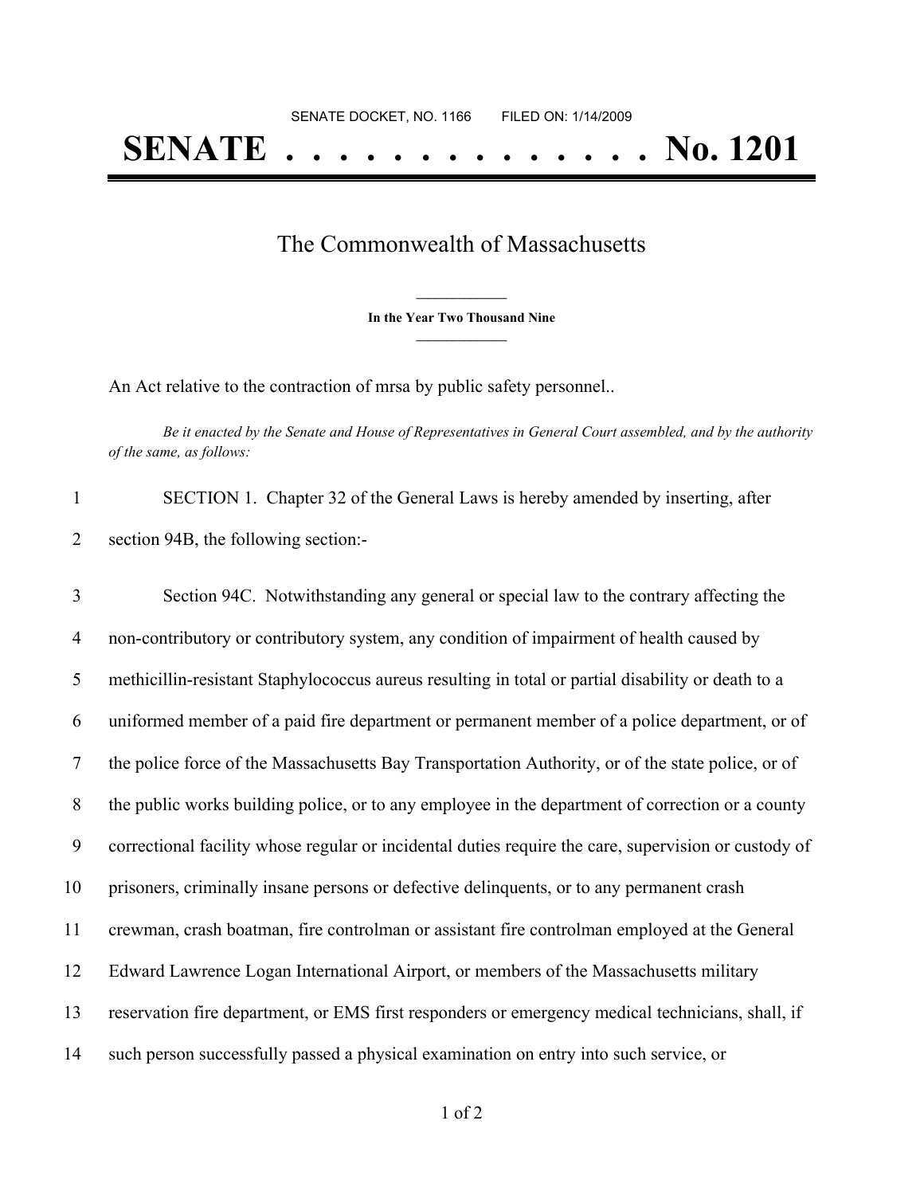SENATE DOCKET, NO. 1166        FILED ON: 1/14/2009

# SENATE . . . . . . . . . . . . . . . No. 1201

## The Commonwealth of Massachusetts

**In the Year Two Thousand Nine**

An Act relative to the contraction of mrsa by public safety personnel..

*Be it enacted by the Senate and House of Representatives in General Court assembled, and by the authority of the same, as follows:*

1 SECTION 1. Chapter 32 of the General Laws is hereby amended by inserting, after
2 section 94B, the following section:-

3 Section 94C. Notwithstanding any general or special law to the contrary affecting the
4 non-contributory or contributory system, any condition of impairment of health caused by
5 methicillin-resistant Staphylococcus aureus resulting in total or partial disability or death to a
6 uniformed member of a paid fire department or permanent member of a police department, or of
7 the police force of the Massachusetts Bay Transportation Authority, or of the state police, or of
8 the public works building police, or to any employee in the department of correction or a county
9 correctional facility whose regular or incidental duties require the care, supervision or custody of
10 prisoners, criminally insane persons or defective delinquents, or to any permanent crash
11 crewman, crash boatman, fire controlman or assistant fire controlman employed at the General
12 Edward Lawrence Logan International Airport, or members of the Massachusetts military
13 reservation fire department, or EMS first responders or emergency medical technicians, shall, if
14 such person successfully passed a physical examination on entry into such service, or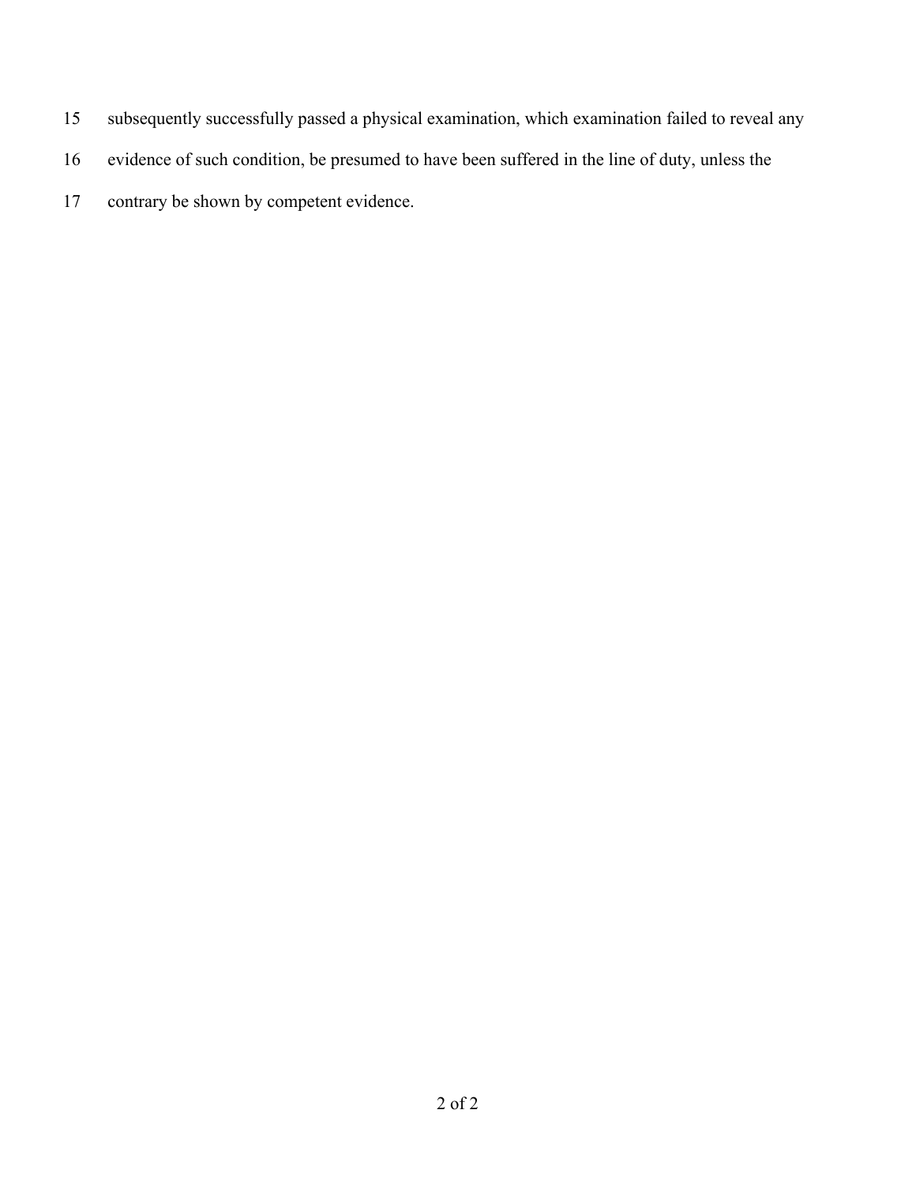15 subsequently successfully passed a physical examination, which examination failed to reveal any

16 evidence of such condition, be presumed to have been suffered in the line of duty, unless the

17 contrary be shown by competent evidence.